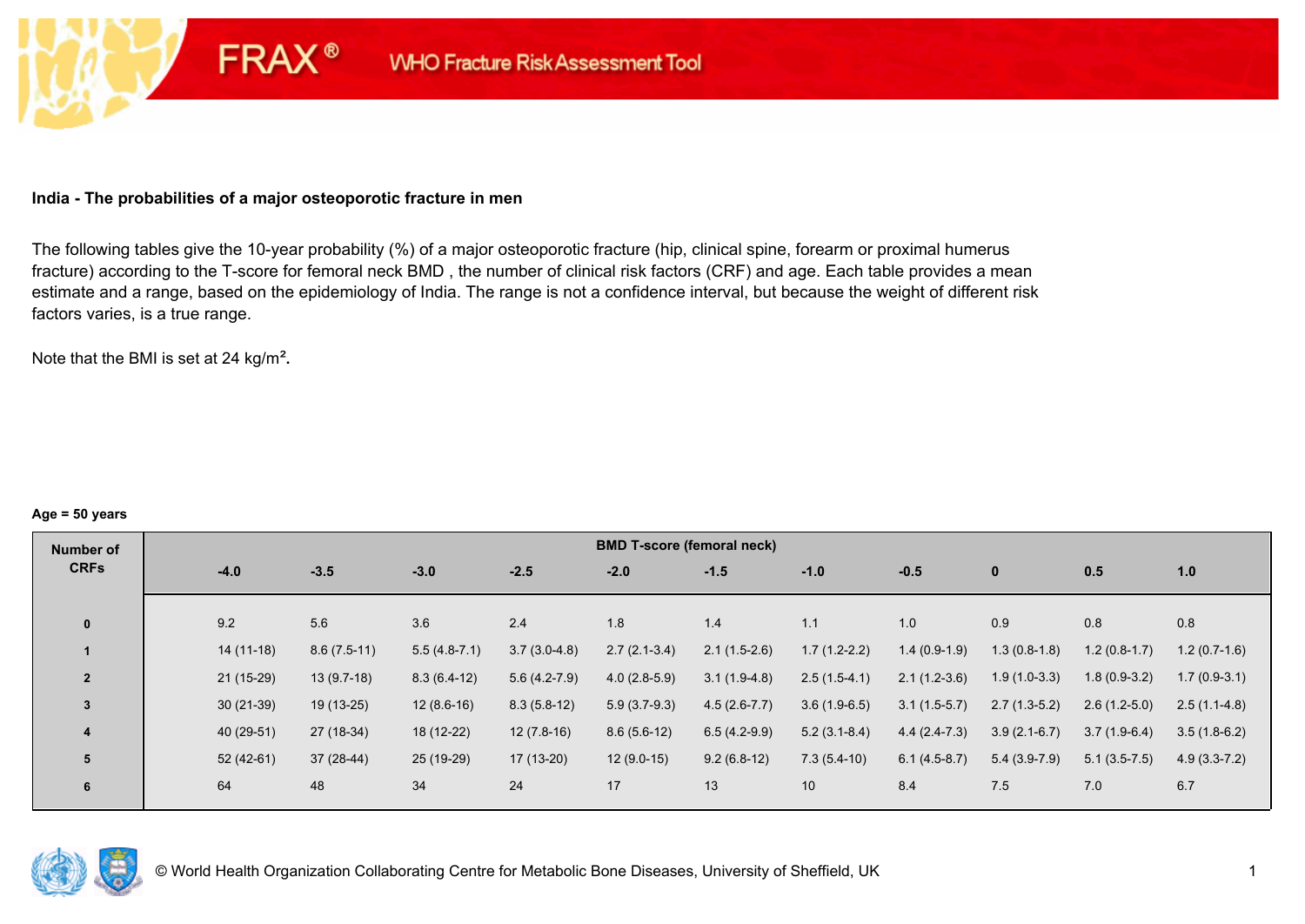FRAX® WHO Fracture Risk Assessment Tool

**India - The probabilities of a major osteoporotic fracture in men**

The following tables give the 10-year probability (%) of a major osteoporotic fracture (hip, clinical spine, forearm or proximal humerus fracture) according to the T-score for femoral neck BMD , the number of clinical risk factors (CRF) and age. Each table provides a mean estimate and a range, based on the epidemiology of India. The range is not a confidence interval, but because the weight of different risk factors varies, is a true range.

Note that the BMI is set at 24 kg/m$^2$**.**

**Age = 50 years**

| Number of CRFs | BMD T-score (femoral neck) | | | | | | | | | | |
|---|---|---|---|---|---|---|---|---|---|---|---|
| | -4.0 | -3.5 | -3.0 | -2.5 | -2.0 | -1.5 | -1.0 | -0.5 | 0 | 0.5 | 1.0 |
| **0** | 9.2 | 5.6 | 3.6 | 2.4 | 1.8 | 1.4 | 1.1 | 1.0 | 0.9 | 0.8 | 0.8 |
| **1** | 14 (11-18) | 8.6 (7.5-11) | 5.5 (4.8-7.1) | 3.7 (3.0-4.8) | 2.7 (2.1-3.4) | 2.1 (1.5-2.6) | 1.7 (1.2-2.2) | 1.4 (0.9-1.9) | 1.3 (0.8-1.8) | 1.2 (0.8-1.7) | 1.2 (0.7-1.6) |
| **2** | 21 (15-29) | 13 (9.7-18) | 8.3 (6.4-12) | 5.6 (4.2-7.9) | 4.0 (2.8-5.9) | 3.1 (1.9-4.8) | 2.5 (1.5-4.1) | 2.1 (1.2-3.6) | 1.9 (1.0-3.3) | 1.8 (0.9-3.2) | 1.7 (0.9-3.1) |
| **3** | 30 (21-39) | 19 (13-25) | 12 (8.6-16) | 8.3 (5.8-12) | 5.9 (3.7-9.3) | 4.5 (2.6-7.7) | 3.6 (1.9-6.5) | 3.1 (1.5-5.7) | 2.7 (1.3-5.2) | 2.6 (1.2-5.0) | 2.5 (1.1-4.8) |
| **4** | 40 (29-51) | 27 (18-34) | 18 (12-22) | 12 (7.8-16) | 8.6 (5.6-12) | 6.5 (4.2-9.9) | 5.2 (3.1-8.4) | 4.4 (2.4-7.3) | 3.9 (2.1-6.7) | 3.7 (1.9-6.4) | 3.5 (1.8-6.2) |
| **5** | 52 (42-61) | 37 (28-44) | 25 (19-29) | 17 (13-20) | 12 (9.0-15) | 9.2 (6.8-12) | 7.3 (5.4-10) | 6.1 (4.5-8.7) | 5.4 (3.9-7.9) | 5.1 (3.5-7.5) | 4.9 (3.3-7.2) |
| **6** | 64 | 48 | 34 | 24 | 17 | 13 | 10 | 8.4 | 7.5 | 7.0 | 6.7 |

© World Health Organization Collaborating Centre for Metabolic Bone Diseases, University of Sheffield, UK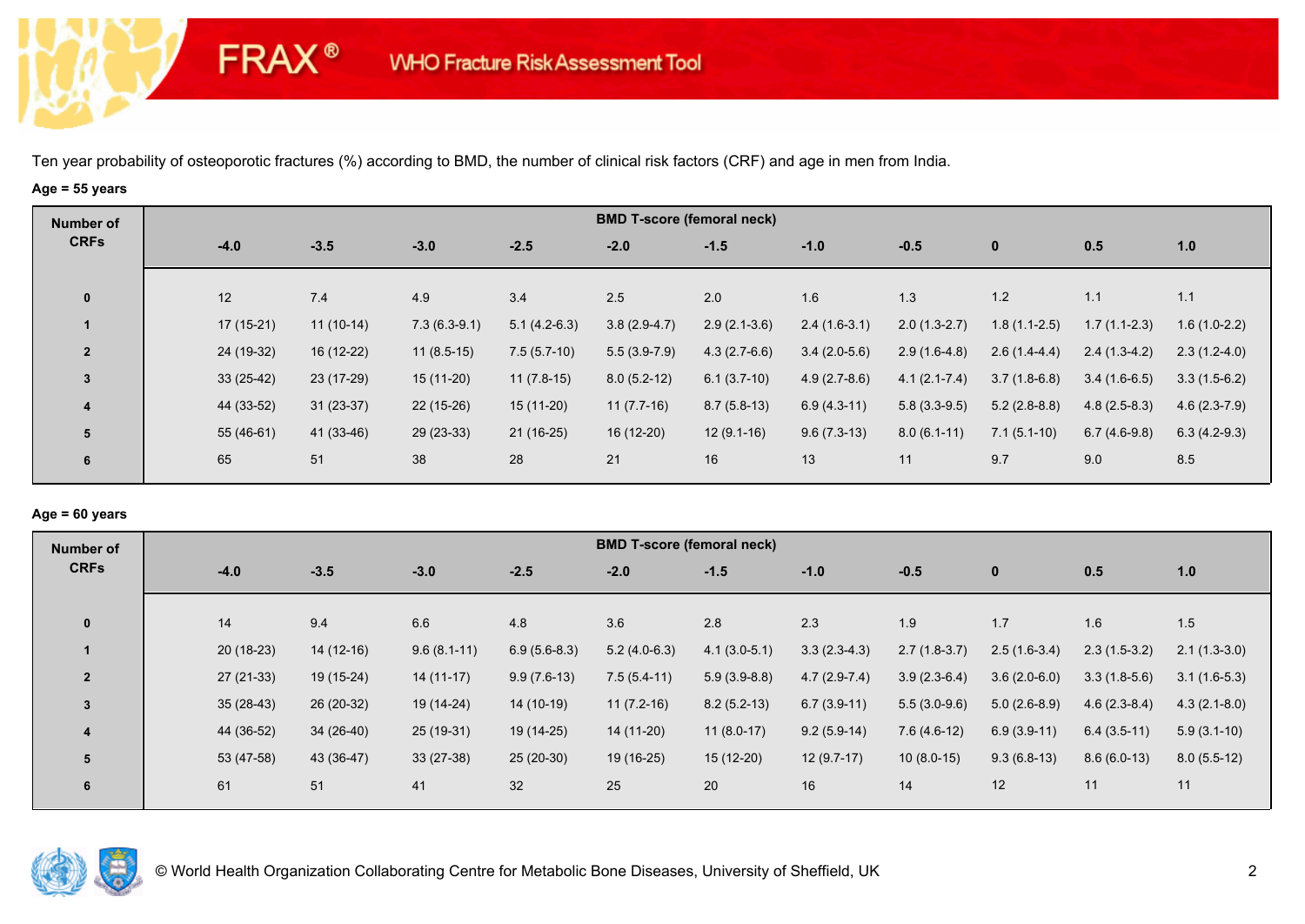Ten year probability of osteoporotic fractures (%) according to BMD, the number of clinical risk factors (CRF) and age in men from India.

**Age = 55 years**

| Number of CRFs | BMD T-score (femoral neck) | | | | | | | | | | |
|---|---|---|---|---|---|---|---|---|---|---|---|
| | -4.0 | -3.5 | -3.0 | -2.5 | -2.0 | -1.5 | -1.0 | -0.5 | 0 | 0.5 | 1.0 |
| 0 | 12 | 7.4 | 4.9 | 3.4 | 2.5 | 2.0 | 1.6 | 1.3 | 1.2 | 1.1 | 1.1 |
| 1 | 17 (15-21) | 11 (10-14) | 7.3 (6.3-9.1) | 5.1 (4.2-6.3) | 3.8 (2.9-4.7) | 2.9 (2.1-3.6) | 2.4 (1.6-3.1) | 2.0 (1.3-2.7) | 1.8 (1.1-2.5) | 1.7 (1.1-2.3) | 1.6 (1.0-2.2) |
| 2 | 24 (19-32) | 16 (12-22) | 11 (8.5-15) | 7.5 (5.7-10) | 5.5 (3.9-7.9) | 4.3 (2.7-6.6) | 3.4 (2.0-5.6) | 2.9 (1.6-4.8) | 2.6 (1.4-4.4) | 2.4 (1.3-4.2) | 2.3 (1.2-4.0) |
| 3 | 33 (25-42) | 23 (17-29) | 15 (11-20) | 11 (7.8-15) | 8.0 (5.2-12) | 6.1 (3.7-10) | 4.9 (2.7-8.6) | 4.1 (2.1-7.4) | 3.7 (1.8-6.8) | 3.4 (1.6-6.5) | 3.3 (1.5-6.2) |
| 4 | 44 (33-52) | 31 (23-37) | 22 (15-26) | 15 (11-20) | 11 (7.7-16) | 8.7 (5.8-13) | 6.9 (4.3-11) | 5.8 (3.3-9.5) | 5.2 (2.8-8.8) | 4.8 (2.5-8.3) | 4.6 (2.3-7.9) |
| 5 | 55 (46-61) | 41 (33-46) | 29 (23-33) | 21 (16-25) | 16 (12-20) | 12 (9.1-16) | 9.6 (7.3-13) | 8.0 (6.1-11) | 7.1 (5.1-10) | 6.7 (4.6-9.8) | 6.3 (4.2-9.3) |
| 6 | 65 | 51 | 38 | 28 | 21 | 16 | 13 | 11 | 9.7 | 9.0 | 8.5 |

**Age = 60 years**

| Number of CRFs | BMD T-score (femoral neck) | | | | | | | | | | |
|---|---|---|---|---|---|---|---|---|---|---|---|
| | -4.0 | -3.5 | -3.0 | -2.5 | -2.0 | -1.5 | -1.0 | -0.5 | 0 | 0.5 | 1.0 |
| 0 | 14 | 9.4 | 6.6 | 4.8 | 3.6 | 2.8 | 2.3 | 1.9 | 1.7 | 1.6 | 1.5 |
| 1 | 20 (18-23) | 14 (12-16) | 9.6 (8.1-11) | 6.9 (5.6-8.3) | 5.2 (4.0-6.3) | 4.1 (3.0-5.1) | 3.3 (2.3-4.3) | 2.7 (1.8-3.7) | 2.5 (1.6-3.4) | 2.3 (1.5-3.2) | 2.1 (1.3-3.0) |
| 2 | 27 (21-33) | 19 (15-24) | 14 (11-17) | 9.9 (7.6-13) | 7.5 (5.4-11) | 5.9 (3.9-8.8) | 4.7 (2.9-7.4) | 3.9 (2.3-6.4) | 3.6 (2.0-6.0) | 3.3 (1.8-5.6) | 3.1 (1.6-5.3) |
| 3 | 35 (28-43) | 26 (20-32) | 19 (14-24) | 14 (10-19) | 11 (7.2-16) | 8.2 (5.2-13) | 6.7 (3.9-11) | 5.5 (3.0-9.6) | 5.0 (2.6-8.9) | 4.6 (2.3-8.4) | 4.3 (2.1-8.0) |
| 4 | 44 (36-52) | 34 (26-40) | 25 (19-31) | 19 (14-25) | 14 (11-20) | 11 (8.0-17) | 9.2 (5.9-14) | 7.6 (4.6-12) | 6.9 (3.9-11) | 6.4 (3.5-11) | 5.9 (3.1-10) |
| 5 | 53 (47-58) | 43 (36-47) | 33 (27-38) | 25 (20-30) | 19 (16-25) | 15 (12-20) | 12 (9.7-17) | 10 (8.0-15) | 9.3 (6.8-13) | 8.6 (6.0-13) | 8.0 (5.5-12) |
| 6 | 61 | 51 | 41 | 32 | 25 | 20 | 16 | 14 | 12 | 11 | 11 |

© World Health Organization Collaborating Centre for Metabolic Bone Diseases, University of Sheffield, UK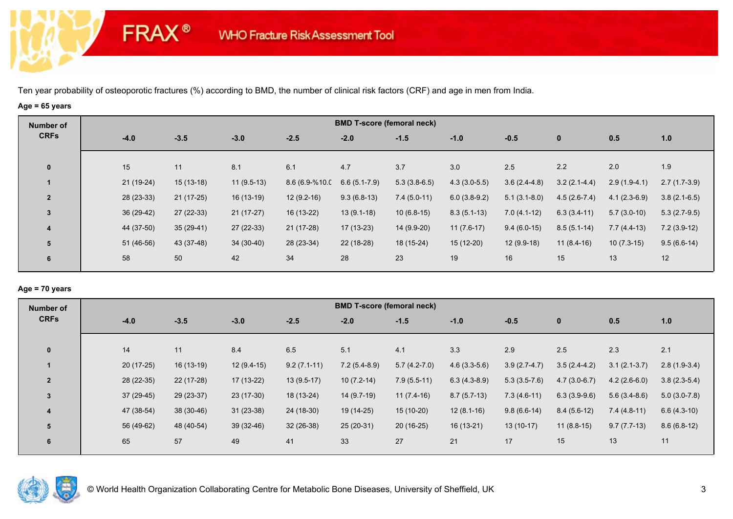FRAX® WHO Fracture Risk Assessment Tool

Ten year probability of osteoporotic fractures (%) according to BMD, the number of clinical risk factors (CRF) and age in men from India.

**Age = 65 years**

| Number of CRFs | BMD T-score (femoral neck) | | | | | | | | | | |
|---|---|---|---|---|---|---|---|---|---|---|---|
| | -4.0 | -3.5 | -3.0 | -2.5 | -2.0 | -1.5 | -1.0 | -0.5 | 0 | 0.5 | 1.0 |
| 0 | 15 | 11 | 8.1 | 6.1 | 4.7 | 3.7 | 3.0 | 2.5 | 2.2 | 2.0 | 1.9 |
| 1 | 21 (19-24) | 15 (13-18) | 11 (9.5-13) | 8.6 (6.9-%10.C | 6.6 (5.1-7.9) | 5.3 (3.8-6.5) | 4.3 (3.0-5.5) | 3.6 (2.4-4.8) | 3.2 (2.1-4.4) | 2.9 (1.9-4.1) | 2.7 (1.7-3.9) |
| 2 | 28 (23-33) | 21 (17-25) | 16 (13-19) | 12 (9.2-16) | 9.3 (6.8-13) | 7.4 (5.0-11) | 6.0 (3.8-9.2) | 5.1 (3.1-8.0) | 4.5 (2.6-7.4) | 4.1 (2.3-6.9) | 3.8 (2.1-6.5) |
| 3 | 36 (29-42) | 27 (22-33) | 21 (17-27) | 16 (13-22) | 13 (9.1-18) | 10 (6.8-15) | 8.3 (5.1-13) | 7.0 (4.1-12) | 6.3 (3.4-11) | 5.7 (3.0-10) | 5.3 (2.7-9.5) |
| 4 | 44 (37-50) | 35 (29-41) | 27 (22-33) | 21 (17-28) | 17 (13-23) | 14 (9.9-20) | 11 (7.6-17) | 9.4 (6.0-15) | 8.5 (5.1-14) | 7.7 (4.4-13) | 7.2 (3.9-12) |
| 5 | 51 (46-56) | 43 (37-48) | 34 (30-40) | 28 (23-34) | 22 (18-28) | 18 (15-24) | 15 (12-20) | 12 (9.9-18) | 11 (8.4-16) | 10 (7.3-15) | 9.5 (6.6-14) |
| 6 | 58 | 50 | 42 | 34 | 28 | 23 | 19 | 16 | 15 | 13 | 12 |

**Age = 70 years**

| Number of CRFs | BMD T-score (femoral neck) | | | | | | | | | | |
|---|---|---|---|---|---|---|---|---|---|---|---|
| | -4.0 | -3.5 | -3.0 | -2.5 | -2.0 | -1.5 | -1.0 | -0.5 | 0 | 0.5 | 1.0 |
| 0 | 14 | 11 | 8.4 | 6.5 | 5.1 | 4.1 | 3.3 | 2.9 | 2.5 | 2.3 | 2.1 |
| 1 | 20 (17-25) | 16 (13-19) | 12 (9.4-15) | 9.2 (7.1-11) | 7.2 (5.4-8.9) | 5.7 (4.2-7.0) | 4.6 (3.3-5.6) | 3.9 (2.7-4.7) | 3.5 (2.4-4.2) | 3.1 (2.1-3.7) | 2.8 (1.9-3.4) |
| 2 | 28 (22-35) | 22 (17-28) | 17 (13-22) | 13 (9.5-17) | 10 (7.2-14) | 7.9 (5.5-11) | 6.3 (4.3-8.9) | 5.3 (3.5-7.6) | 4.7 (3.0-6.7) | 4.2 (2.6-6.0) | 3.8 (2.3-5.4) |
| 3 | 37 (29-45) | 29 (23-37) | 23 (17-30) | 18 (13-24) | 14 (9.7-19) | 11 (7.4-16) | 8.7 (5.7-13) | 7.3 (4.6-11) | 6.3 (3.9-9.6) | 5.6 (3.4-8.6) | 5.0 (3.0-7.8) |
| 4 | 47 (38-54) | 38 (30-46) | 31 (23-38) | 24 (18-30) | 19 (14-25) | 15 (10-20) | 12 (8.1-16) | 9.8 (6.6-14) | 8.4 (5.6-12) | 7.4 (4.8-11) | 6.6 (4.3-10) |
| 5 | 56 (49-62) | 48 (40-54) | 39 (32-46) | 32 (26-38) | 25 (20-31) | 20 (16-25) | 16 (13-21) | 13 (10-17) | 11 (8.8-15) | 9.7 (7.7-13) | 8.6 (6.8-12) |
| 6 | 65 | 57 | 49 | 41 | 33 | 27 | 21 | 17 | 15 | 13 | 11 |

© World Health Organization Collaborating Centre for Metabolic Bone Diseases, University of Sheffield, UK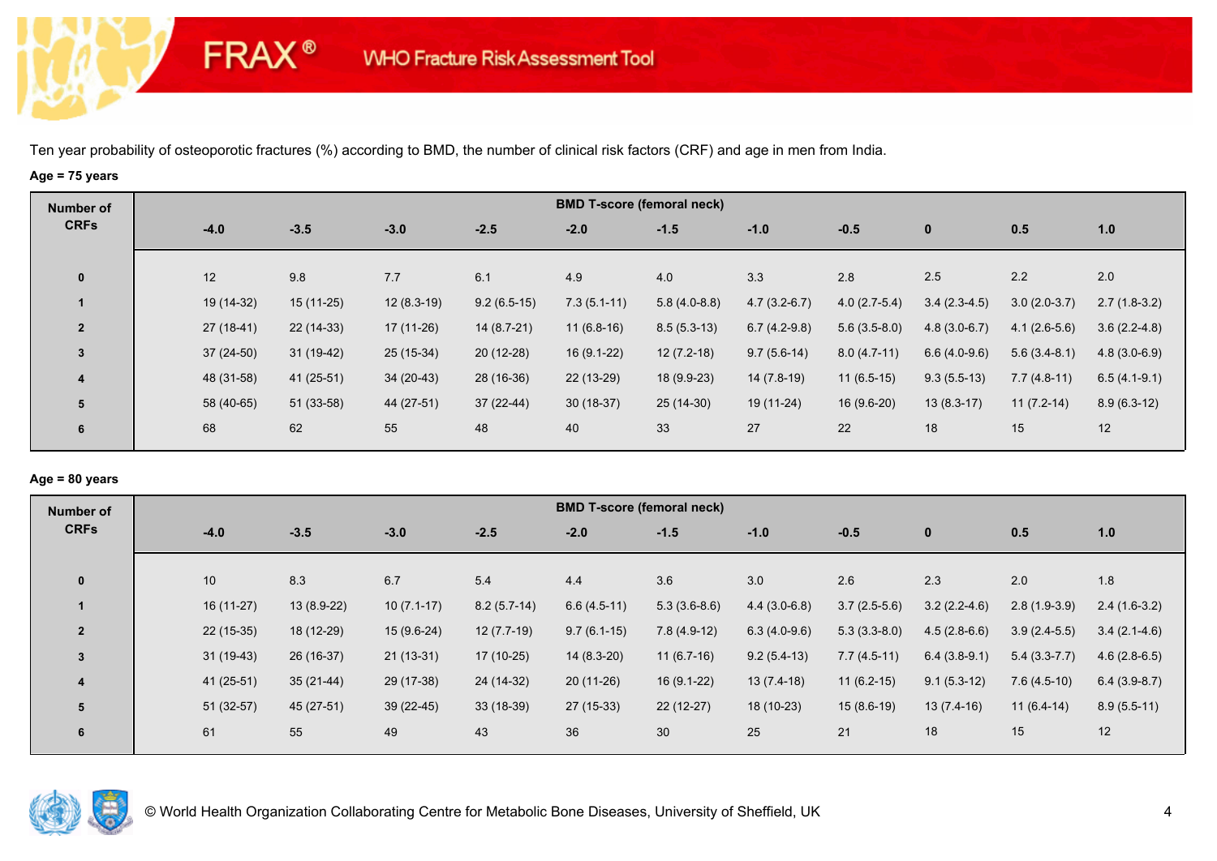Ten year probability of osteoporotic fractures (%) according to BMD, the number of clinical risk factors (CRF) and age in men from India.

**Age = 75 years**

| Number of CRFs | BMD T-score (femoral neck) | | | | | | | | | | |
|---|---|---|---|---|---|---|---|---|---|---|---|
| | -4.0 | -3.5 | -3.0 | -2.5 | -2.0 | -1.5 | -1.0 | -0.5 | 0 | 0.5 | 1.0 |
| 0 | 12 | 9.8 | 7.7 | 6.1 | 4.9 | 4.0 | 3.3 | 2.8 | 2.5 | 2.2 | 2.0 |
| 1 | 19 (14-32) | 15 (11-25) | 12 (8.3-19) | 9.2 (6.5-15) | 7.3 (5.1-11) | 5.8 (4.0-8.8) | 4.7 (3.2-6.7) | 4.0 (2.7-5.4) | 3.4 (2.3-4.5) | 3.0 (2.0-3.7) | 2.7 (1.8-3.2) |
| 2 | 27 (18-41) | 22 (14-33) | 17 (11-26) | 14 (8.7-21) | 11 (6.8-16) | 8.5 (5.3-13) | 6.7 (4.2-9.8) | 5.6 (3.5-8.0) | 4.8 (3.0-6.7) | 4.1 (2.6-5.6) | 3.6 (2.2-4.8) |
| 3 | 37 (24-50) | 31 (19-42) | 25 (15-34) | 20 (12-28) | 16 (9.1-22) | 12 (7.2-18) | 9.7 (5.6-14) | 8.0 (4.7-11) | 6.6 (4.0-9.6) | 5.6 (3.4-8.1) | 4.8 (3.0-6.9) |
| 4 | 48 (31-58) | 41 (25-51) | 34 (20-43) | 28 (16-36) | 22 (13-29) | 18 (9.9-23) | 14 (7.8-19) | 11 (6.5-15) | 9.3 (5.5-13) | 7.7 (4.8-11) | 6.5 (4.1-9.1) |
| 5 | 58 (40-65) | 51 (33-58) | 44 (27-51) | 37 (22-44) | 30 (18-37) | 25 (14-30) | 19 (11-24) | 16 (9.6-20) | 13 (8.3-17) | 11 (7.2-14) | 8.9 (6.3-12) |
| 6 | 68 | 62 | 55 | 48 | 40 | 33 | 27 | 22 | 18 | 15 | 12 |

**Age = 80 years**

| Number of CRFs | BMD T-score (femoral neck) | | | | | | | | | | |
|---|---|---|---|---|---|---|---|---|---|---|---|
| | -4.0 | -3.5 | -3.0 | -2.5 | -2.0 | -1.5 | -1.0 | -0.5 | 0 | 0.5 | 1.0 |
| 0 | 10 | 8.3 | 6.7 | 5.4 | 4.4 | 3.6 | 3.0 | 2.6 | 2.3 | 2.0 | 1.8 |
| 1 | 16 (11-27) | 13 (8.9-22) | 10 (7.1-17) | 8.2 (5.7-14) | 6.6 (4.5-11) | 5.3 (3.6-8.6) | 4.4 (3.0-6.8) | 3.7 (2.5-5.6) | 3.2 (2.2-4.6) | 2.8 (1.9-3.9) | 2.4 (1.6-3.2) |
| 2 | 22 (15-35) | 18 (12-29) | 15 (9.6-24) | 12 (7.7-19) | 9.7 (6.1-15) | 7.8 (4.9-12) | 6.3 (4.0-9.6) | 5.3 (3.3-8.0) | 4.5 (2.8-6.6) | 3.9 (2.4-5.5) | 3.4 (2.1-4.6) |
| 3 | 31 (19-43) | 26 (16-37) | 21 (13-31) | 17 (10-25) | 14 (8.3-20) | 11 (6.7-16) | 9.2 (5.4-13) | 7.7 (4.5-11) | 6.4 (3.8-9.1) | 5.4 (3.3-7.7) | 4.6 (2.8-6.5) |
| 4 | 41 (25-51) | 35 (21-44) | 29 (17-38) | 24 (14-32) | 20 (11-26) | 16 (9.1-22) | 13 (7.4-18) | 11 (6.2-15) | 9.1 (5.3-12) | 7.6 (4.5-10) | 6.4 (3.9-8.7) |
| 5 | 51 (32-57) | 45 (27-51) | 39 (22-45) | 33 (18-39) | 27 (15-33) | 22 (12-27) | 18 (10-23) | 15 (8.6-19) | 13 (7.4-16) | 11 (6.4-14) | 8.9 (5.5-11) |
| 6 | 61 | 55 | 49 | 43 | 36 | 30 | 25 | 21 | 18 | 15 | 12 |

© World Health Organization Collaborating Centre for Metabolic Bone Diseases, University of Sheffield, UK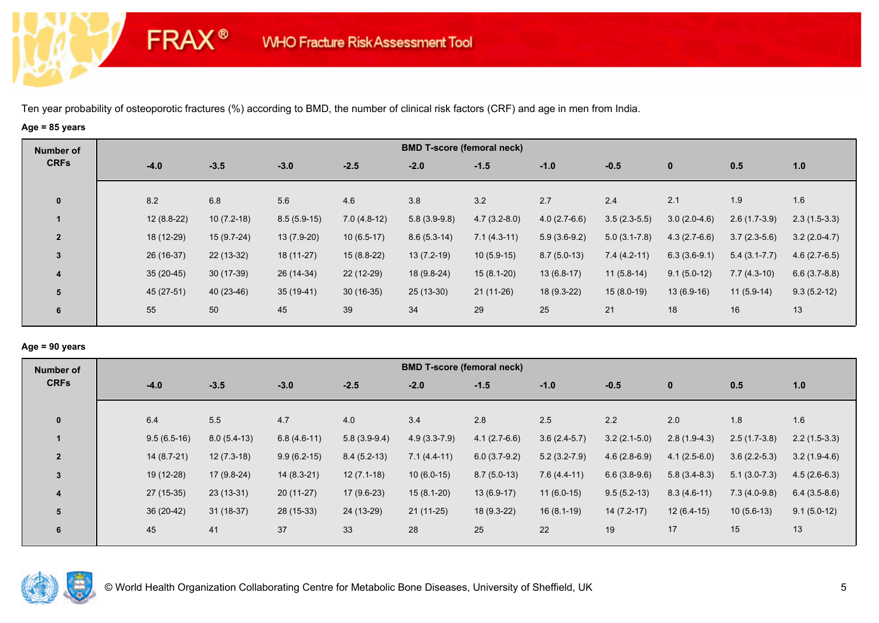FRAX® WHO Fracture Risk Assessment Tool

Ten year probability of osteoporotic fractures (%) according to BMD, the number of clinical risk factors (CRF) and age in men from India.

**Age = 85 years**

| Number of CRFs | BMD T-score (femoral neck) | | | | | | | | | | |
|---|---|---|---|---|---|---|---|---|---|---|---|
| | -4.0 | -3.5 | -3.0 | -2.5 | -2.0 | -1.5 | -1.0 | -0.5 | 0 | 0.5 | 1.0 |
| 0 | 8.2 | 6.8 | 5.6 | 4.6 | 3.8 | 3.2 | 2.7 | 2.4 | 2.1 | 1.9 | 1.6 |
| 1 | 12 (8.8-22) | 10 (7.2-18) | 8.5 (5.9-15) | 7.0 (4.8-12) | 5.8 (3.9-9.8) | 4.7 (3.2-8.0) | 4.0 (2.7-6.6) | 3.5 (2.3-5.5) | 3.0 (2.0-4.6) | 2.6 (1.7-3.9) | 2.3 (1.5-3.3) |
| 2 | 18 (12-29) | 15 (9.7-24) | 13 (7.9-20) | 10 (6.5-17) | 8.6 (5.3-14) | 7.1 (4.3-11) | 5.9 (3.6-9.2) | 5.0 (3.1-7.8) | 4.3 (2.7-6.6) | 3.7 (2.3-5.6) | 3.2 (2.0-4.7) |
| 3 | 26 (16-37) | 22 (13-32) | 18 (11-27) | 15 (8.8-22) | 13 (7.2-19) | 10 (5.9-15) | 8.7 (5.0-13) | 7.4 (4.2-11) | 6.3 (3.6-9.1) | 5.4 (3.1-7.7) | 4.6 (2.7-6.5) |
| 4 | 35 (20-45) | 30 (17-39) | 26 (14-34) | 22 (12-29) | 18 (9.8-24) | 15 (8.1-20) | 13 (6.8-17) | 11 (5.8-14) | 9.1 (5.0-12) | 7.7 (4.3-10) | 6.6 (3.7-8.8) |
| 5 | 45 (27-51) | 40 (23-46) | 35 (19-41) | 30 (16-35) | 25 (13-30) | 21 (11-26) | 18 (9.3-22) | 15 (8.0-19) | 13 (6.9-16) | 11 (5.9-14) | 9.3 (5.2-12) |
| 6 | 55 | 50 | 45 | 39 | 34 | 29 | 25 | 21 | 18 | 16 | 13 |

**Age = 90 years**

| Number of CRFs | BMD T-score (femoral neck) | | | | | | | | | | |
|---|---|---|---|---|---|---|---|---|---|---|---|
| | -4.0 | -3.5 | -3.0 | -2.5 | -2.0 | -1.5 | -1.0 | -0.5 | 0 | 0.5 | 1.0 |
| 0 | 6.4 | 5.5 | 4.7 | 4.0 | 3.4 | 2.8 | 2.5 | 2.2 | 2.0 | 1.8 | 1.6 |
| 1 | 9.5 (6.5-16) | 8.0 (5.4-13) | 6.8 (4.6-11) | 5.8 (3.9-9.4) | 4.9 (3.3-7.9) | 4.1 (2.7-6.6) | 3.6 (2.4-5.7) | 3.2 (2.1-5.0) | 2.8 (1.9-4.3) | 2.5 (1.7-3.8) | 2.2 (1.5-3.3) |
| 2 | 14 (8.7-21) | 12 (7.3-18) | 9.9 (6.2-15) | 8.4 (5.2-13) | 7.1 (4.4-11) | 6.0 (3.7-9.2) | 5.2 (3.2-7.9) | 4.6 (2.8-6.9) | 4.1 (2.5-6.0) | 3.6 (2.2-5.3) | 3.2 (1.9-4.6) |
| 3 | 19 (12-28) | 17 (9.8-24) | 14 (8.3-21) | 12 (7.1-18) | 10 (6.0-15) | 8.7 (5.0-13) | 7.6 (4.4-11) | 6.6 (3.8-9.6) | 5.8 (3.4-8.3) | 5.1 (3.0-7.3) | 4.5 (2.6-6.3) |
| 4 | 27 (15-35) | 23 (13-31) | 20 (11-27) | 17 (9.6-23) | 15 (8.1-20) | 13 (6.9-17) | 11 (6.0-15) | 9.5 (5.2-13) | 8.3 (4.6-11) | 7.3 (4.0-9.8) | 6.4 (3.5-8.6) |
| 5 | 36 (20-42) | 31 (18-37) | 28 (15-33) | 24 (13-29) | 21 (11-25) | 18 (9.3-22) | 16 (8.1-19) | 14 (7.2-17) | 12 (6.4-15) | 10 (5.6-13) | 9.1 (5.0-12) |
| 6 | 45 | 41 | 37 | 33 | 28 | 25 | 22 | 19 | 17 | 15 | 13 |

© World Health Organization Collaborating Centre for Metabolic Bone Diseases, University of Sheffield, UK